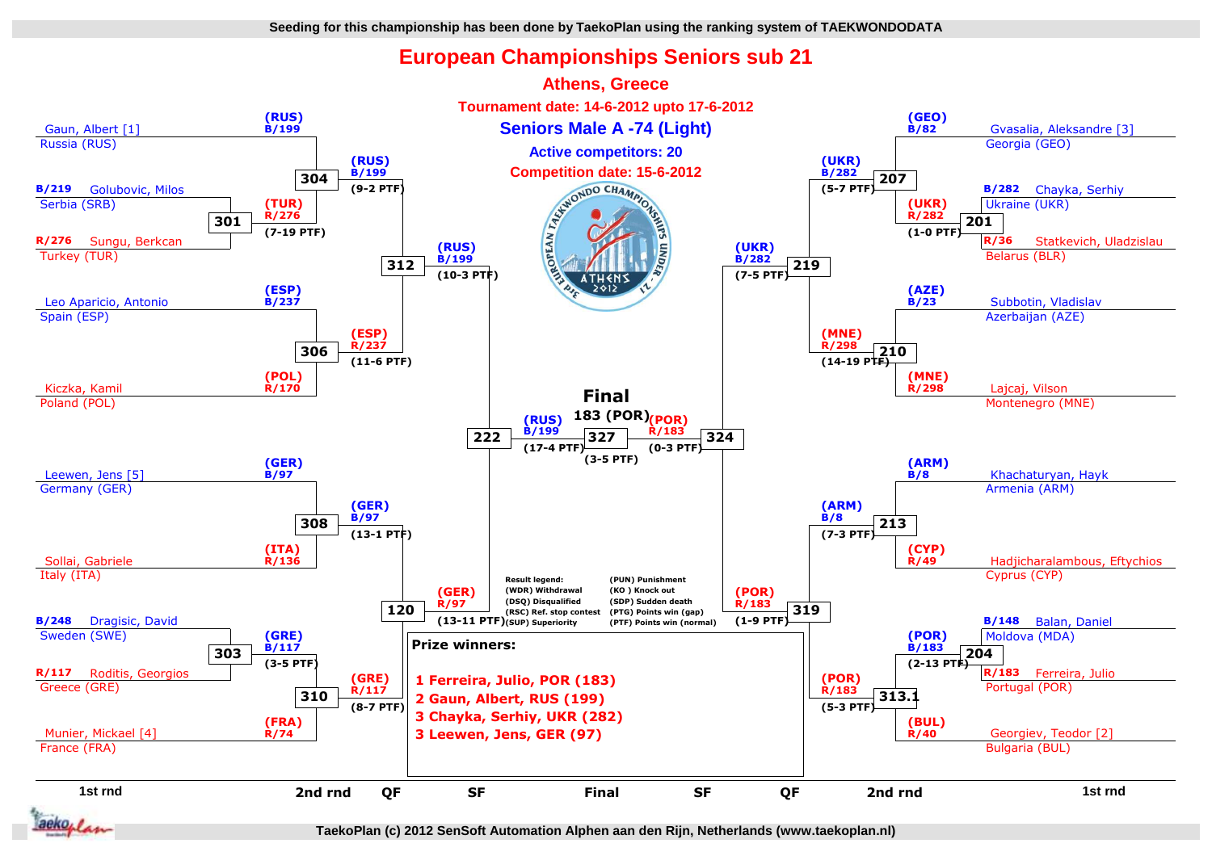Seeding for this championship has been done by TaekoPlan using the ranking system of TAEKWONDODATA

# European Championships Seniors sub 21

## Athens, Greece

**Tournament date: 14-6-2012 upto 17-6-2012**

### Seniors Male A -74 (Light)

**Active competitors: 20**

**Competition date: 15-6-2012**

## Left side of bracket

### 1st rnd

| Match | Blue | Red | Winner | Score |
|---|---|---|---|---|
| 301 | Golubovic, Milos – Serbia (SRB) – B/219 | Sungu, Berkcan – Turkey (TUR) – R/276 | (TUR) R/276 | 7-19 PTF |
| 303 | Dragisic, David – Sweden (SWE) – B/248 | Roditis, Georgios – Greece (GRE) – R/117 | (GRE) B/117 | 3-5 PTF |

### 2nd rnd

| Match | Blue | Red | Winner | Score |
|---|---|---|---|---|
| 304 | Gaun, Albert [1] – Russia (RUS) – (RUS) B/199 | (TUR) R/276 | (RUS) B/199 | 9-2 PTF |
| 306 | Leo Aparicio, Antonio – Spain (ESP) – (ESP) B/237 | Kiczka, Kamil – Poland (POL) – (POL) R/170 | (ESP) R/237 | 11-6 PTF |
| 308 | Leewen, Jens [5] – Germany (GER) – (GER) B/97 | Sollai, Gabriele – Italy (ITA) – (ITA) R/136 | (GER) B/97 | 13-1 PTF |
| 310 | (GRE) B/117 | Munier, Mickael [4] – France (FRA) – (FRA) R/74 | (GRE) R/117 | 8-7 PTF |

### QF

| Match | Blue | Red | Winner | Score |
|---|---|---|---|---|
| 312 | (RUS) B/199 | (ESP) R/237 | (RUS) B/199 | 10-3 PTF |
| 120 | (GER) B/97 | (GRE) R/117 | (GER) R/97 | 13-11 PTF |

### SF

| Match | Blue | Red | Winner | Score |
|---|---|---|---|---|
| 222 | (RUS) B/199 | (GER) R/97 | (RUS) B/199 | 17-4 PTF |

## Right side of bracket

### 1st rnd

| Match | Blue | Red | Winner | Score |
|---|---|---|---|---|
| 201 | Chayka, Serhiy – Ukraine (UKR) – B/282 | Statkevich, Uladzislau – Belarus (BLR) – R/36 | (UKR) R/282 | 1-0 PTF |
| 204 | Balan, Daniel – Moldova (MDA) – B/148 | Ferreira, Julio – Portugal (POR) – R/183 | (POR) B/183 | 2-13 PTF |

### 2nd rnd

| Match | Blue | Red | Winner | Score |
|---|---|---|---|---|
| 207 | Gvasalia, Aleksandre [3] – Georgia (GEO) – (GEO) B/82 | (UKR) R/282 | (UKR) B/282 | 5-7 PTF |
| 210 | Subbotin, Vladislav – Azerbaijan (AZE) – (AZE) B/23 | Lajcaj, Vilson – Montenegro (MNE) – (MNE) R/298 | (MNE) R/298 | 14-19 PTF |
| 213 | Khachaturyan, Hayk – Armenia (ARM) – (ARM) B/8 | Hadjicharalambous, Eftychios – Cyprus (CYP) – (CYP) R/49 | (ARM) B/8 | 7-3 PTF |
| 313.1 | (POR) B/183 | Georgiev, Teodor [2] – Bulgaria (BUL) – (BUL) R/40 | (POR) R/183 | 5-3 PTF |

### QF

| Match | Blue | Red | Winner | Score |
|---|---|---|---|---|
| 219 | (UKR) B/282 | (MNE) R/298 | (UKR) B/282 | 7-5 PTF |
| 319 | (ARM) B/8 | (POR) R/183 | (POR) R/183 | 1-9 PTF |

### SF

| Match | Blue | Red | Winner | Score |
|---|---|---|---|---|
| 324 | (UKR) B/282 | (POR) R/183 | (POR) R/183 | 0-3 PTF |

## Final

**183 (POR)**

| Match | Blue | Red | Winner | Score |
|---|---|---|---|---|
| 327 | (RUS) B/199 | (POR) R/183 | 183 (POR) | 3-5 PTF |

**Result legend:**

- (WDR) Withdrawal
- (DSQ) Disqualified
- (RSC) Ref. stop contest
- (SUP) Superiority
- (PUN) Punishment
- (KO ) Knock out
- (SDP) Sudden death
- (PTG) Points win (gap)
- (PTF) Points win (normal)

**Prize winners:**

1 Ferreira, Julio, POR (183)
2 Gaun, Albert, RUS (199)
3 Chayka, Serhiy, UKR (282)
3 Leewen, Jens, GER (97)

1st rnd | 2nd rnd | QF | SF | Final | SF | QF | 2nd rnd | 1st rnd

TaekoPlan (c) 2012 SenSoft Automation Alphen aan den Rijn, Netherlands (www.taekoplan.nl)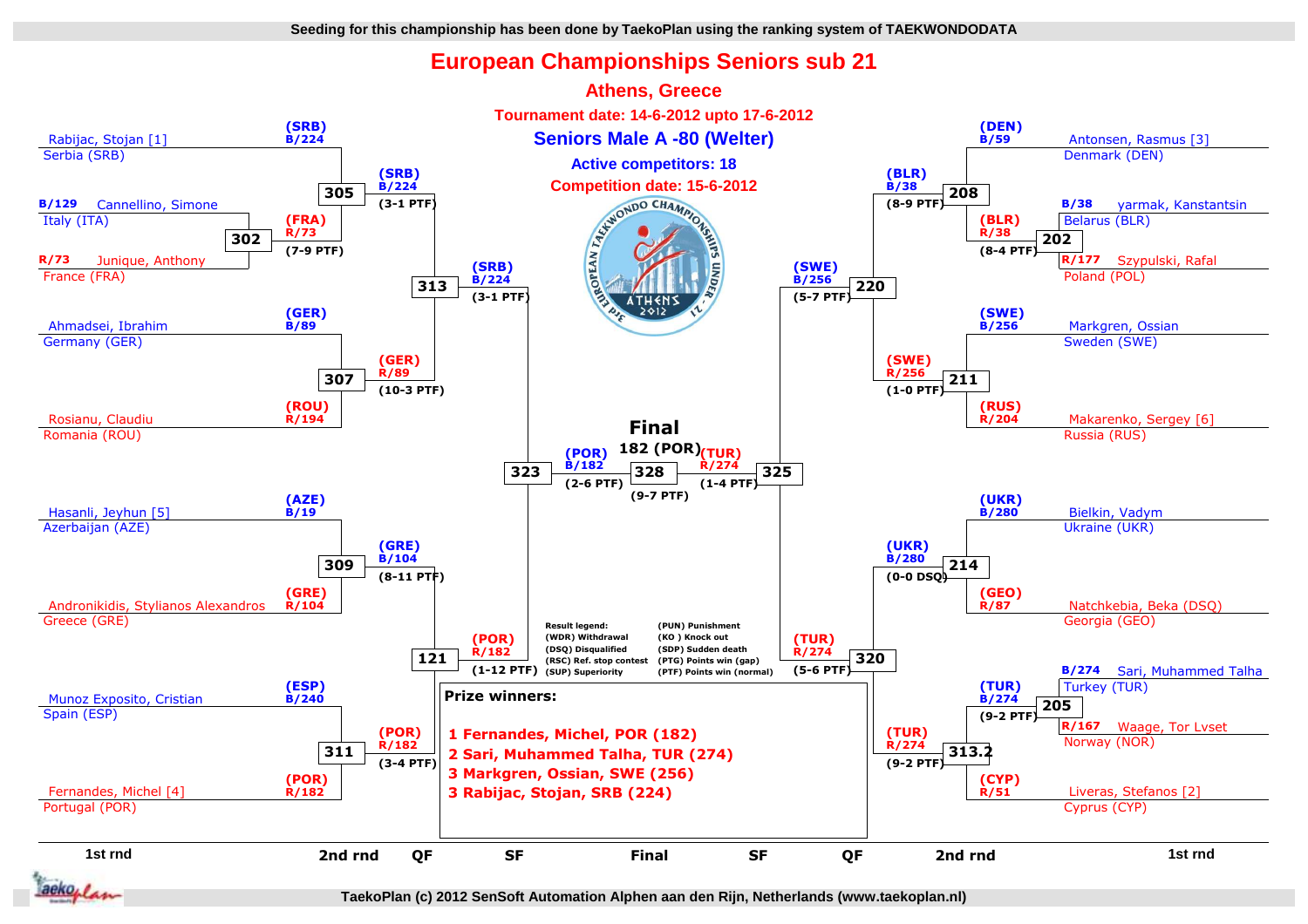Seeding for this championship has been done by TaekoPlan using the ranking system of TAEKWONDODATA

# European Championships Seniors sub 21

## Athens, Greece

**Tournament date: 14-6-2012 upto 17-6-2012**

### Seniors Male A -80 (Welter)

**Active competitors: 18**

**Competition date: 15-6-2012**

## Left half of bracket

### 1st round
- Match 302: Cannellino, Simone – Italy (ITA) B/129 vs Junique, Anthony – France (FRA) R/73 → (FRA) R/73 (7-9 PTF)

### 2nd round
- Match 305: Rabijac, Stojan [1] – Serbia (SRB) (SRB) B/224 vs (FRA) R/73 → (SRB) B/224 (3-1 PTF)
- Match 307: Ahmadsei, Ibrahim – Germany (GER) (GER) B/89 vs Rosianu, Claudiu – Romania (ROU) (ROU) R/194 → (GER) R/89 (10-3 PTF)
- Match 309: Hasanli, Jeyhun [5] – Azerbaijan (AZE) (AZE) B/19 vs Andronikidis, Stylianos Alexandros – Greece (GRE) (GRE) R/104 → (GRE) B/104 (8-11 PTF)
- Match 311: Munoz Exposito, Cristian – Spain (ESP) (ESP) B/240 vs Fernandes, Michel [4] – Portugal (POR) (POR) R/182 → (POR) R/182 (3-4 PTF)

### QF
- Match 313: (SRB) B/224 vs (GER) R/89 → (SRB) B/224 (3-1 PTF)
- Match 121: (GRE) B/104 vs (POR) R/182 → (POR) R/182 (1-12 PTF)

### SF
- Match 323: (SRB) B/224 vs (POR) R/182 → (POR) B/182 (2-6 PTF)

## Right half of bracket

### 1st round
- Match 202: yarmak, Kanstantsin – Belarus (BLR) B/38 vs Szypulski, Rafal – Poland (POL) R/177 → (BLR) R/38 (8-4 PTF)
- Match 205: Sari, Muhammed Talha – Turkey (TUR) B/274 vs Waage, Tor Lvset – Norway (NOR) R/167 → (TUR) B/274 (9-2 PTF)

### 2nd round
- Match 208: Antonsen, Rasmus [3] – Denmark (DEN) (DEN) B/59 vs (BLR) R/38 → (BLR) B/38 (8-9 PTF)
- Match 211: Markgren, Ossian – Sweden (SWE) (SWE) B/256 vs Makarenko, Sergey [6] – Russia (RUS) (RUS) R/204 → (SWE) R/256 (1-0 PTF)
- Match 214: Bielkin, Vadym – Ukraine (UKR) (UKR) B/280 vs Natchkebia, Beka (DSQ) – Georgia (GEO) (GEO) R/87 → (UKR) B/280 (0-0 DSQ)
- Match 313.2: (TUR) B/274 vs Liveras, Stefanos [2] – Cyprus (CYP) (CYP) R/51 → (TUR) R/274 (9-2 PTF)

### QF
- Match 220: (BLR) B/38 vs (SWE) R/256 → (SWE) B/256 (5-7 PTF)
- Match 320: (UKR) B/280 vs (TUR) R/274 → (TUR) R/274 (5-6 PTF)

### SF
- Match 325: (SWE) B/256 vs (TUR) R/274 → (TUR) R/274 (1-4 PTF)

## Final

- Match 328: (POR) B/182 vs (TUR) R/274 → **182 (POR)** (9-7 PTF)

**Result legend:**

| | |
|---|---|
| (WDR) Withdrawal | (PUN) Punishment |
| (DSQ) Disqualified | (KO ) Knock out |
| (RSC) Ref. stop contest | (SDP) Sudden death |
| (SUP) Superiority | (PTG) Points win (gap) |
| | (PTF) Points win (normal) |

**Prize winners:**

1 Fernandes, Michel, POR (182)
2 Sari, Muhammed Talha, TUR (274)
3 Markgren, Ossian, SWE (256)
3 Rabijac, Stojan, SRB (224)

1st rnd | 2nd rnd | QF | SF | Final | SF | QF | 2nd rnd | 1st rnd

TaekoPlan (c) 2012 SenSoft Automation Alphen aan den Rijn, Netherlands (www.taekoplan.nl)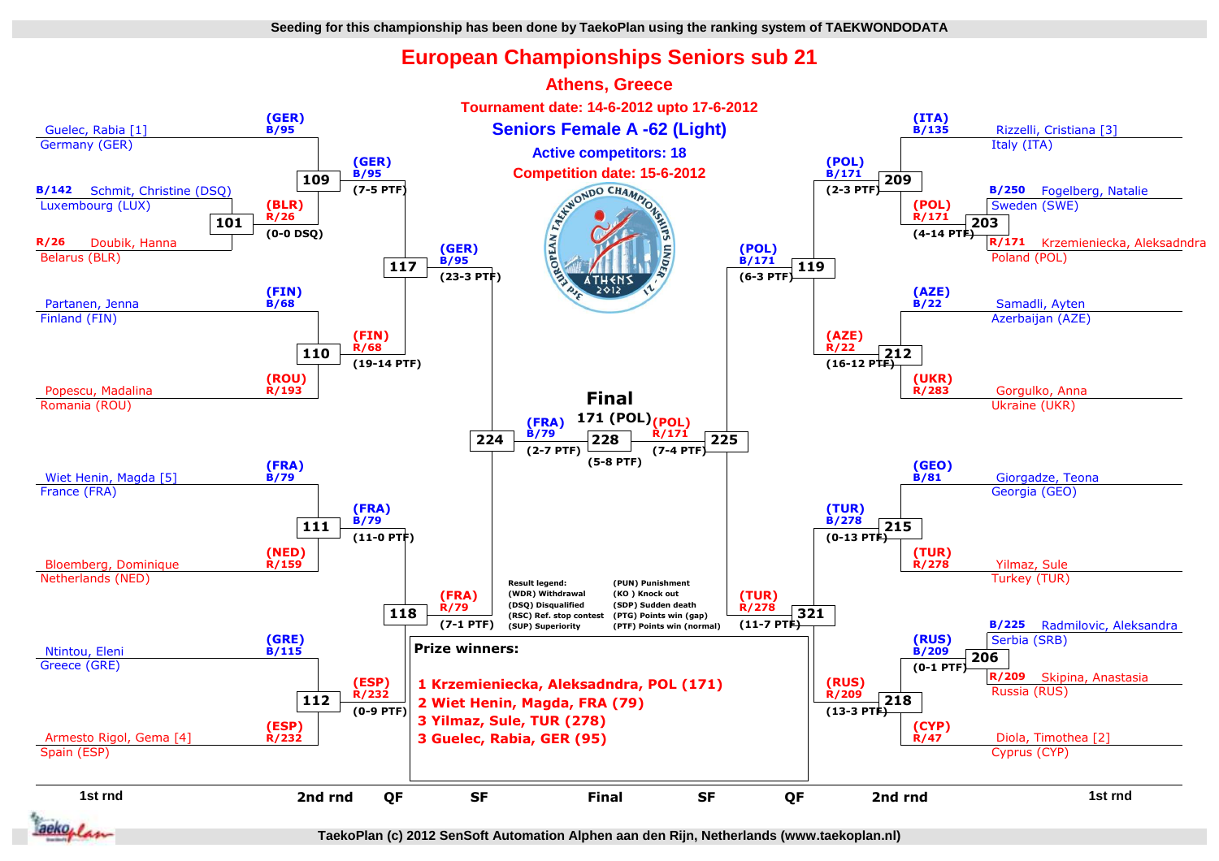Seeding for this championship has been done by TaekoPlan using the ranking system of TAEKWONDODATA

# European Championships Seniors sub 21

## Athens, Greece

**Tournament date: 14-6-2012 upto 17-6-2012**

## Seniors Female A -62 (Light)

**Active competitors: 18**

**Competition date: 15-6-2012**

### Left side of bracket

**1st round / 2nd round**

- Guelec, Rabia [1] – Germany (GER) — (GER) B/95
- B/142 Schmit, Christine (DSQ) – Luxembourg (LUX)
- R/26 Doubik, Hanna – Belarus (BLR)
- Match 101: (BLR) R/26 (0-0 DSQ)
- Match 109: (GER) B/95 (7-5 PTF)
- Partanen, Jenna – Finland (FIN) — (FIN) B/68
- Popescu, Madalina – Romania (ROU) — (ROU) R/193
- Match 110: (FIN) R/68 (19-14 PTF)
- Match 117: (GER) B/95 (23-3 PTF)
- Wiet Henin, Magda [5] – France (FRA) — (FRA) B/79
- Bloemberg, Dominique – Netherlands (NED) — (NED) R/159
- Match 111: (FRA) B/79 (11-0 PTF)
- Ntintou, Eleni – Greece (GRE) — (GRE) B/115
- Armesto Rigol, Gema [4] – Spain (ESP) — (ESP) R/232
- Match 112: (ESP) R/232 (0-9 PTF)
- Match 118: (FRA) R/79 (7-1 PTF)
- Match 224 (SF): (FRA) B/79 (2-7 PTF)

### Right side of bracket

- Rizzeli, Cristiana [3] – Italy (ITA) — (ITA) B/135
- B/250 Fogelberg, Natalie – Sweden (SWE)
- R/171 Krzemieniecka, Aleksadndra – Poland (POL)
- Match 203: (POL) R/171 (4-14 PTF)
- Match 209: (POL) B/171 (2-3 PTF)
- Samadli, Ayten – Azerbaijan (AZE) — (AZE) B/22
- Gorgulko, Anna – Ukraine (UKR) — (UKR) R/283
- Match 212: (AZE) R/22 (16-12 PTF)
- Match 119: (POL) B/171 (6-3 PTF)
- Giorgadze, Teona – Georgia (GEO) — (GEO) B/81
- Yilmaz, Sule – Turkey (TUR) — (TUR) R/278
- Match 215: (TUR) B/278 (0-13 PTF)
- B/225 Radmilovic, Aleksandra – Serbia (SRB)
- R/209 Skipina, Anastasia – Russia (RUS)
- Match 206: (RUS) B/209 (0-1 PTF)
- Diola, Timothea [2] – Cyprus (CYP) — (CYP) R/47
- Match 218: (RUS) R/209 (13-3 PTF)
- Match 321: (TUR) R/278 (11-7 PTF)
- Match 225 (SF): (POL) R/171 (7-4 PTF)

### Final

171 (POL)

Match 228: (5-8 PTF)

**Result legend:**

| | |
|---|---|
| (WDR) Withdrawal | (PUN) Punishment |
| (DSQ) Disqualified | (KO ) Knock out |
| (RSC) Ref. stop contest | (SDP) Sudden death |
| (SUP) Superiority | (PTG) Points win (gap) |
| | (PTF) Points win (normal) |

**Prize winners:**

1. Krzemieniecka, Aleksadndra, POL (171)
2. Wiet Henin, Magda, FRA (79)
3. Yilmaz, Sule, TUR (278)
3. Guelec, Rabia, GER (95)

1st rnd | 2nd rnd | QF | SF | Final | SF | QF | 2nd rnd | 1st rnd

TaekoPlan (c) 2012 SenSoft Automation Alphen aan den Rijn, Netherlands (www.taekoplan.nl)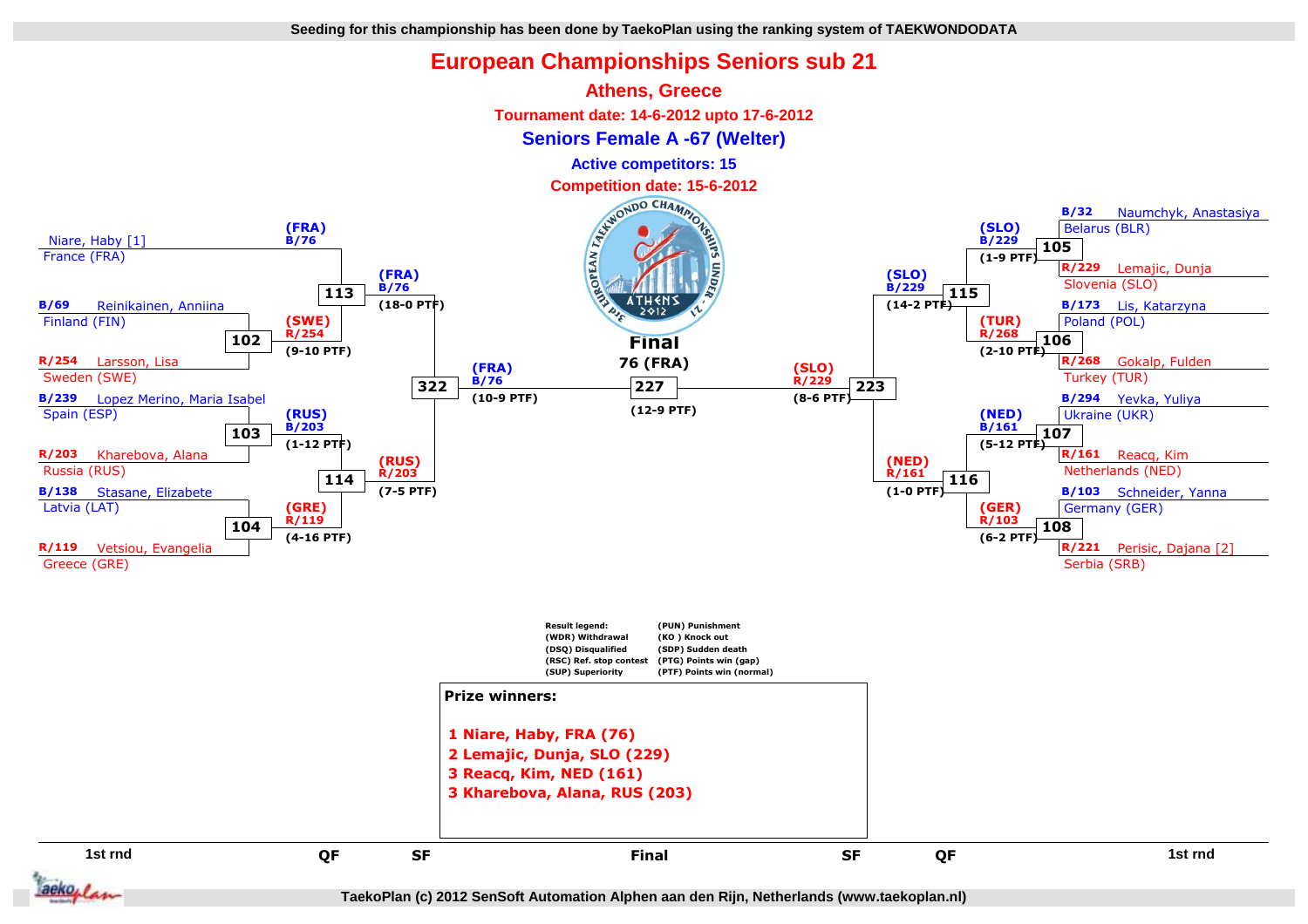Seeding for this championship has been done by TaekoPlan using the ranking system of TAEKWONDODATA

# European Championships Seniors sub 21

## Athens, Greece

Tournament date: 14-6-2012 upto 17-6-2012

### Seniors Female A -67 (Welter)

Active competitors: 15

Competition date: 15-6-2012

**1st rnd (left side)**

Niare, Haby [1]
France (FRA)

B/69 Reinikainen, Anniina
Finland (FIN)

R/254 Larsson, Lisa
Sweden (SWE)

B/239 Lopez Merino, Maria Isabel
Spain (ESP)

R/203 Kharebova, Alana
Russia (RUS)

B/138 Stasane, Elizabete
Latvia (LAT)

R/119 Vetsiou, Evangelia
Greece (GRE)

**Left side matches**

102: (SWE) R/254 (9-10 PTF)

103: (RUS) B/203 (1-12 PTF)

104: (GRE) R/119 (4-16 PTF)

113: (FRA) B/76 (18-0 PTF)

114: (RUS) R/203 (7-5 PTF)

322: (FRA) B/76 (10-9 PTF)

**Final**

227: 76 (FRA) (12-9 PTF)

**Right side matches**

223: (SLO) R/229 (8-6 PTF)

115: (SLO) B/229 (14-2 PTF)

116: (NED) R/161 (1-0 PTF)

105: (SLO) B/229 (1-9 PTF)

106: (TUR) R/268 (2-10 PTF)

107: (NED) B/161 (5-12 PTF)

108: (GER) R/103 (6-2 PTF)

**1st rnd (right side)**

B/32 Naumchyk, Anastasiya
Belarus (BLR)

R/229 Lemajic, Dunja
Slovenia (SLO)

B/173 Lis, Katarzyna
Poland (POL)

R/268 Gokalp, Fulden
Turkey (TUR)

B/294 Yevka, Yuliya
Ukraine (UKR)

R/161 Reacq, Kim
Netherlands (NED)

B/103 Schneider, Yanna
Germany (GER)

R/221 Perisic, Dajana [2]
Serbia (SRB)

**Result legend:**

| | |
|---|---|
| (WDR) Withdrawal | (PUN) Punishment |
| (DSQ) Disqualified | (KO ) Knock out |
| (RSC) Ref. stop contest | (SDP) Sudden death |
| (SUP) Superiority | (PTG) Points win (gap) |
| | (PTF) Points win (normal) |

**Prize winners:**

1 Niare, Haby, FRA (76)
2 Lemajic, Dunja, SLO (229)
3 Reacq, Kim, NED (161)
3 Kharebova, Alana, RUS (203)

1st rnd | QF | SF | Final | SF | QF | 1st rnd

TaekoPlan (c) 2012 SenSoft Automation Alphen aan den Rijn, Netherlands (www.taekoplan.nl)